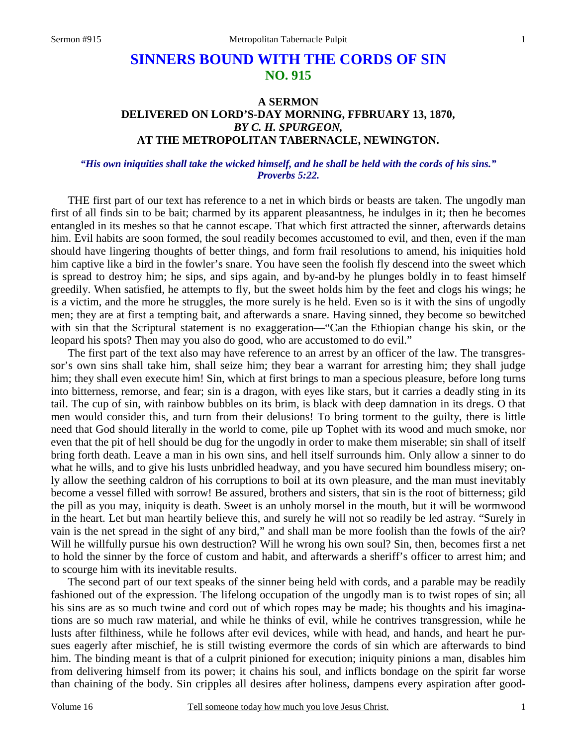# SINNERS BOUND WITH THE CORDS OF SIN
## NO. 915

### A SERMON
### DELIVERED ON LORD'S-DAY MORNING, FFBRUARY 13, 1870,
### *BY C. H. SPURGEON,*
### AT THE METROPOLITAN TABERNACLE, NEWINGTON.

***"His own iniquities shall take the wicked himself, and he shall be held with the cords of his sins." Proverbs 5:22.***

THE first part of our text has reference to a net in which birds or beasts are taken. The ungodly man first of all finds sin to be bait; charmed by its apparent pleasantness, he indulges in it; then he becomes entangled in its meshes so that he cannot escape. That which first attracted the sinner, afterwards detains him. Evil habits are soon formed, the soul readily becomes accustomed to evil, and then, even if the man should have lingering thoughts of better things, and form frail resolutions to amend, his iniquities hold him captive like a bird in the fowler's snare. You have seen the foolish fly descend into the sweet which is spread to destroy him; he sips, and sips again, and by-and-by he plunges boldly in to feast himself greedily. When satisfied, he attempts to fly, but the sweet holds him by the feet and clogs his wings; he is a victim, and the more he struggles, the more surely is he held. Even so is it with the sins of ungodly men; they are at first a tempting bait, and afterwards a snare. Having sinned, they become so bewitched with sin that the Scriptural statement is no exaggeration—"Can the Ethiopian change his skin, or the leopard his spots? Then may you also do good, who are accustomed to do evil."

The first part of the text also may have reference to an arrest by an officer of the law. The transgressor's own sins shall take him, shall seize him; they bear a warrant for arresting him; they shall judge him; they shall even execute him! Sin, which at first brings to man a specious pleasure, before long turns into bitterness, remorse, and fear; sin is a dragon, with eyes like stars, but it carries a deadly sting in its tail. The cup of sin, with rainbow bubbles on its brim, is black with deep damnation in its dregs. O that men would consider this, and turn from their delusions! To bring torment to the guilty, there is little need that God should literally in the world to come, pile up Tophet with its wood and much smoke, nor even that the pit of hell should be dug for the ungodly in order to make them miserable; sin shall of itself bring forth death. Leave a man in his own sins, and hell itself surrounds him. Only allow a sinner to do what he wills, and to give his lusts unbridled headway, and you have secured him boundless misery; only allow the seething caldron of his corruptions to boil at its own pleasure, and the man must inevitably become a vessel filled with sorrow! Be assured, brothers and sisters, that sin is the root of bitterness; gild the pill as you may, iniquity is death. Sweet is an unholy morsel in the mouth, but it will be wormwood in the heart. Let but man heartily believe this, and surely he will not so readily be led astray. "Surely in vain is the net spread in the sight of any bird," and shall man be more foolish than the fowls of the air? Will he willfully pursue his own destruction? Will he wrong his own soul? Sin, then, becomes first a net to hold the sinner by the force of custom and habit, and afterwards a sheriff's officer to arrest him; and to scourge him with its inevitable results.

The second part of our text speaks of the sinner being held with cords, and a parable may be readily fashioned out of the expression. The lifelong occupation of the ungodly man is to twist ropes of sin; all his sins are as so much twine and cord out of which ropes may be made; his thoughts and his imaginations are so much raw material, and while he thinks of evil, while he contrives transgression, while he lusts after filthiness, while he follows after evil devices, while with head, and hands, and heart he pursues eagerly after mischief, he is still twisting evermore the cords of sin which are afterwards to bind him. The binding meant is that of a culprit pinioned for execution; iniquity pinions a man, disables him from delivering himself from its power; it chains his soul, and inflicts bondage on the spirit far worse than chaining of the body. Sin cripples all desires after holiness, dampens every aspiration after good-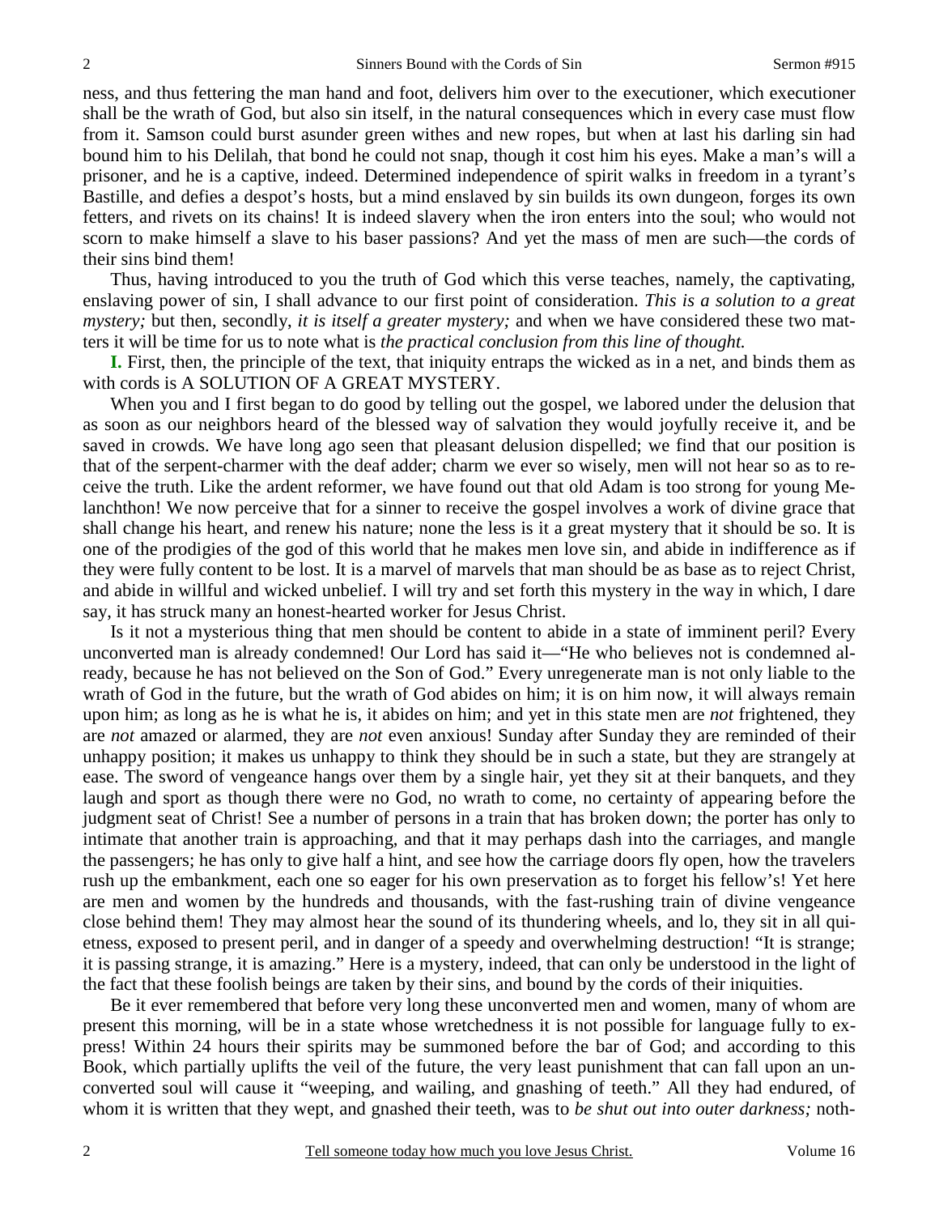ness, and thus fettering the man hand and foot, delivers him over to the executioner, which executioner shall be the wrath of God, but also sin itself, in the natural consequences which in every case must flow from it. Samson could burst asunder green withes and new ropes, but when at last his darling sin had bound him to his Delilah, that bond he could not snap, though it cost him his eyes. Make a man's will a prisoner, and he is a captive, indeed. Determined independence of spirit walks in freedom in a tyrant's Bastille, and defies a despot's hosts, but a mind enslaved by sin builds its own dungeon, forges its own fetters, and rivets on its chains! It is indeed slavery when the iron enters into the soul; who would not scorn to make himself a slave to his baser passions? And yet the mass of men are such—the cords of their sins bind them!

Thus, having introduced to you the truth of God which this verse teaches, namely, the captivating, enslaving power of sin, I shall advance to our first point of consideration. *This is a solution to a great mystery;* but then, secondly, *it is itself a greater mystery;* and when we have considered these two matters it will be time for us to note what is *the practical conclusion from this line of thought.*

**I.** First, then, the principle of the text, that iniquity entraps the wicked as in a net, and binds them as with cords is A SOLUTION OF A GREAT MYSTERY.

When you and I first began to do good by telling out the gospel, we labored under the delusion that as soon as our neighbors heard of the blessed way of salvation they would joyfully receive it, and be saved in crowds. We have long ago seen that pleasant delusion dispelled; we find that our position is that of the serpent-charmer with the deaf adder; charm we ever so wisely, men will not hear so as to receive the truth. Like the ardent reformer, we have found out that old Adam is too strong for young Melanchthon! We now perceive that for a sinner to receive the gospel involves a work of divine grace that shall change his heart, and renew his nature; none the less is it a great mystery that it should be so. It is one of the prodigies of the god of this world that he makes men love sin, and abide in indifference as if they were fully content to be lost. It is a marvel of marvels that man should be as base as to reject Christ, and abide in willful and wicked unbelief. I will try and set forth this mystery in the way in which, I dare say, it has struck many an honest-hearted worker for Jesus Christ.

Is it not a mysterious thing that men should be content to abide in a state of imminent peril? Every unconverted man is already condemned! Our Lord has said it—"He who believes not is condemned already, because he has not believed on the Son of God." Every unregenerate man is not only liable to the wrath of God in the future, but the wrath of God abides on him; it is on him now, it will always remain upon him; as long as he is what he is, it abides on him; and yet in this state men are *not* frightened, they are *not* amazed or alarmed, they are *not* even anxious! Sunday after Sunday they are reminded of their unhappy position; it makes us unhappy to think they should be in such a state, but they are strangely at ease. The sword of vengeance hangs over them by a single hair, yet they sit at their banquets, and they laugh and sport as though there were no God, no wrath to come, no certainty of appearing before the judgment seat of Christ! See a number of persons in a train that has broken down; the porter has only to intimate that another train is approaching, and that it may perhaps dash into the carriages, and mangle the passengers; he has only to give half a hint, and see how the carriage doors fly open, how the travelers rush up the embankment, each one so eager for his own preservation as to forget his fellow's! Yet here are men and women by the hundreds and thousands, with the fast-rushing train of divine vengeance close behind them! They may almost hear the sound of its thundering wheels, and lo, they sit in all quietness, exposed to present peril, and in danger of a speedy and overwhelming destruction! "It is strange; it is passing strange, it is amazing." Here is a mystery, indeed, that can only be understood in the light of the fact that these foolish beings are taken by their sins, and bound by the cords of their iniquities.

Be it ever remembered that before very long these unconverted men and women, many of whom are present this morning, will be in a state whose wretchedness it is not possible for language fully to express! Within 24 hours their spirits may be summoned before the bar of God; and according to this Book, which partially uplifts the veil of the future, the very least punishment that can fall upon an unconverted soul will cause it "weeping, and wailing, and gnashing of teeth." All they had endured, of whom it is written that they wept, and gnashed their teeth, was to *be shut out into outer darkness;* noth-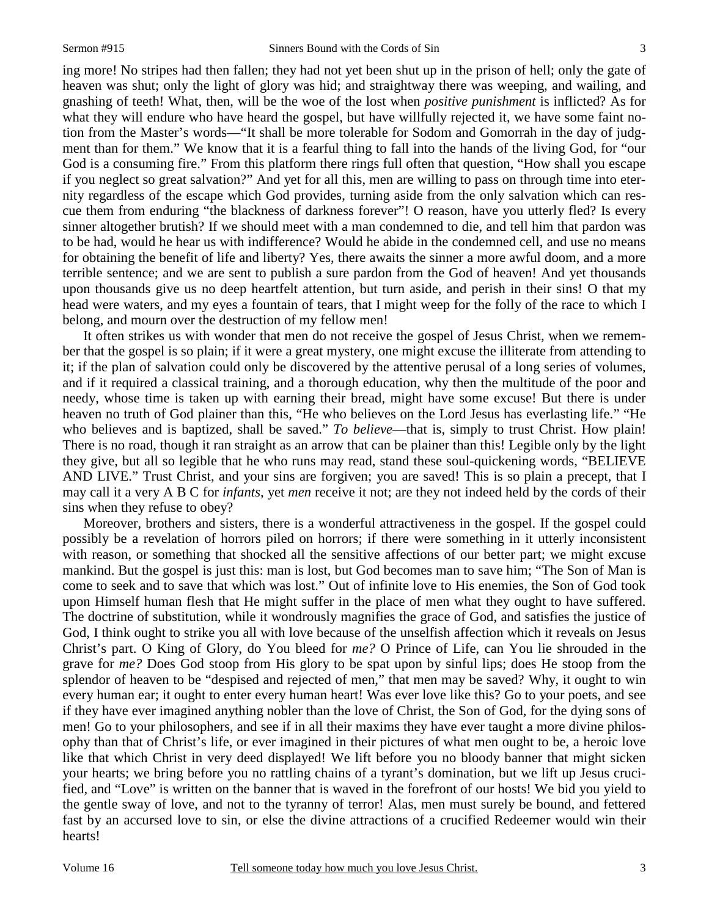ing more! No stripes had then fallen; they had not yet been shut up in the prison of hell; only the gate of heaven was shut; only the light of glory was hid; and straightway there was weeping, and wailing, and gnashing of teeth! What, then, will be the woe of the lost when *positive punishment* is inflicted? As for what they will endure who have heard the gospel, but have willfully rejected it, we have some faint notion from the Master's words—"It shall be more tolerable for Sodom and Gomorrah in the day of judgment than for them." We know that it is a fearful thing to fall into the hands of the living God, for "our God is a consuming fire." From this platform there rings full often that question, "How shall you escape if you neglect so great salvation?" And yet for all this, men are willing to pass on through time into eternity regardless of the escape which God provides, turning aside from the only salvation which can rescue them from enduring "the blackness of darkness forever"! O reason, have you utterly fled? Is every sinner altogether brutish? If we should meet with a man condemned to die, and tell him that pardon was to be had, would he hear us with indifference? Would he abide in the condemned cell, and use no means for obtaining the benefit of life and liberty? Yes, there awaits the sinner a more awful doom, and a more terrible sentence; and we are sent to publish a sure pardon from the God of heaven! And yet thousands upon thousands give us no deep heartfelt attention, but turn aside, and perish in their sins! O that my head were waters, and my eyes a fountain of tears, that I might weep for the folly of the race to which I belong, and mourn over the destruction of my fellow men!

It often strikes us with wonder that men do not receive the gospel of Jesus Christ, when we remember that the gospel is so plain; if it were a great mystery, one might excuse the illiterate from attending to it; if the plan of salvation could only be discovered by the attentive perusal of a long series of volumes, and if it required a classical training, and a thorough education, why then the multitude of the poor and needy, whose time is taken up with earning their bread, might have some excuse! But there is under heaven no truth of God plainer than this, "He who believes on the Lord Jesus has everlasting life." "He who believes and is baptized, shall be saved." *To believe*—that is, simply to trust Christ. How plain! There is no road, though it ran straight as an arrow that can be plainer than this! Legible only by the light they give, but all so legible that he who runs may read, stand these soul-quickening words, "BELIEVE AND LIVE." Trust Christ, and your sins are forgiven; you are saved! This is so plain a precept, that I may call it a very A B C for *infants*, yet *men* receive it not; are they not indeed held by the cords of their sins when they refuse to obey?

Moreover, brothers and sisters, there is a wonderful attractiveness in the gospel. If the gospel could possibly be a revelation of horrors piled on horrors; if there were something in it utterly inconsistent with reason, or something that shocked all the sensitive affections of our better part; we might excuse mankind. But the gospel is just this: man is lost, but God becomes man to save him; "The Son of Man is come to seek and to save that which was lost." Out of infinite love to His enemies, the Son of God took upon Himself human flesh that He might suffer in the place of men what they ought to have suffered. The doctrine of substitution, while it wondrously magnifies the grace of God, and satisfies the justice of God, I think ought to strike you all with love because of the unselfish affection which it reveals on Jesus Christ's part. O King of Glory, do You bleed for *me?* O Prince of Life, can You lie shrouded in the grave for *me?* Does God stoop from His glory to be spat upon by sinful lips; does He stoop from the splendor of heaven to be "despised and rejected of men," that men may be saved? Why, it ought to win every human ear; it ought to enter every human heart! Was ever love like this? Go to your poets, and see if they have ever imagined anything nobler than the love of Christ, the Son of God, for the dying sons of men! Go to your philosophers, and see if in all their maxims they have ever taught a more divine philosophy than that of Christ's life, or ever imagined in their pictures of what men ought to be, a heroic love like that which Christ in very deed displayed! We lift before you no bloody banner that might sicken your hearts; we bring before you no rattling chains of a tyrant's domination, but we lift up Jesus crucified, and "Love" is written on the banner that is waved in the forefront of our hosts! We bid you yield to the gentle sway of love, and not to the tyranny of terror! Alas, men must surely be bound, and fettered fast by an accursed love to sin, or else the divine attractions of a crucified Redeemer would win their hearts!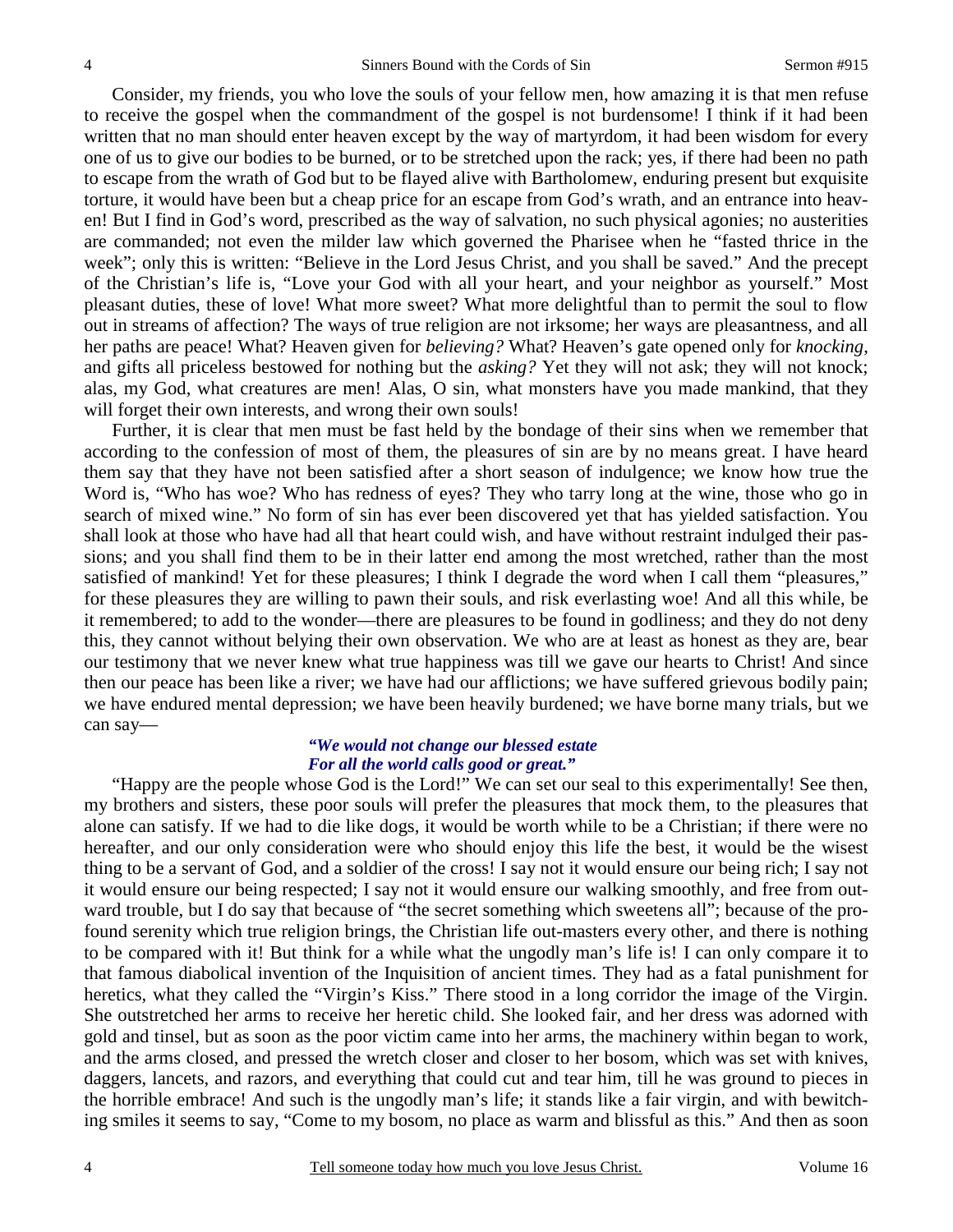Consider, my friends, you who love the souls of your fellow men, how amazing it is that men refuse to receive the gospel when the commandment of the gospel is not burdensome! I think if it had been written that no man should enter heaven except by the way of martyrdom, it had been wisdom for every one of us to give our bodies to be burned, or to be stretched upon the rack; yes, if there had been no path to escape from the wrath of God but to be flayed alive with Bartholomew, enduring present but exquisite torture, it would have been but a cheap price for an escape from God's wrath, and an entrance into heaven! But I find in God's word, prescribed as the way of salvation, no such physical agonies; no austerities are commanded; not even the milder law which governed the Pharisee when he "fasted thrice in the week"; only this is written: "Believe in the Lord Jesus Christ, and you shall be saved." And the precept of the Christian's life is, "Love your God with all your heart, and your neighbor as yourself." Most pleasant duties, these of love! What more sweet? What more delightful than to permit the soul to flow out in streams of affection? The ways of true religion are not irksome; her ways are pleasantness, and all her paths are peace! What? Heaven given for *believing?* What? Heaven's gate opened only for *knocking*, and gifts all priceless bestowed for nothing but the *asking?* Yet they will not ask; they will not knock; alas, my God, what creatures are men! Alas, O sin, what monsters have you made mankind, that they will forget their own interests, and wrong their own souls!

Further, it is clear that men must be fast held by the bondage of their sins when we remember that according to the confession of most of them, the pleasures of sin are by no means great. I have heard them say that they have not been satisfied after a short season of indulgence; we know how true the Word is, "Who has woe? Who has redness of eyes? They who tarry long at the wine, those who go in search of mixed wine." No form of sin has ever been discovered yet that has yielded satisfaction. You shall look at those who have had all that heart could wish, and have without restraint indulged their passions; and you shall find them to be in their latter end among the most wretched, rather than the most satisfied of mankind! Yet for these pleasures; I think I degrade the word when I call them "pleasures," for these pleasures they are willing to pawn their souls, and risk everlasting woe! And all this while, be it remembered; to add to the wonder—there are pleasures to be found in godliness; and they do not deny this, they cannot without belying their own observation. We who are at least as honest as they are, bear our testimony that we never knew what true happiness was till we gave our hearts to Christ! And since then our peace has been like a river; we have had our afflictions; we have suffered grievous bodily pain; we have endured mental depression; we have been heavily burdened; we have borne many trials, but we can say—

> ***"We would not change our blessed estate***
> ***For all the world calls good or great."***

"Happy are the people whose God is the Lord!" We can set our seal to this experimentally! See then, my brothers and sisters, these poor souls will prefer the pleasures that mock them, to the pleasures that alone can satisfy. If we had to die like dogs, it would be worth while to be a Christian; if there were no hereafter, and our only consideration were who should enjoy this life the best, it would be the wisest thing to be a servant of God, and a soldier of the cross! I say not it would ensure our being rich; I say not it would ensure our being respected; I say not it would ensure our walking smoothly, and free from outward trouble, but I do say that because of "the secret something which sweetens all"; because of the profound serenity which true religion brings, the Christian life out-masters every other, and there is nothing to be compared with it! But think for a while what the ungodly man's life is! I can only compare it to that famous diabolical invention of the Inquisition of ancient times. They had as a fatal punishment for heretics, what they called the "Virgin's Kiss." There stood in a long corridor the image of the Virgin. She outstretched her arms to receive her heretic child. She looked fair, and her dress was adorned with gold and tinsel, but as soon as the poor victim came into her arms, the machinery within began to work, and the arms closed, and pressed the wretch closer and closer to her bosom, which was set with knives, daggers, lancets, and razors, and everything that could cut and tear him, till he was ground to pieces in the horrible embrace! And such is the ungodly man's life; it stands like a fair virgin, and with bewitching smiles it seems to say, "Come to my bosom, no place as warm and blissful as this." And then as soon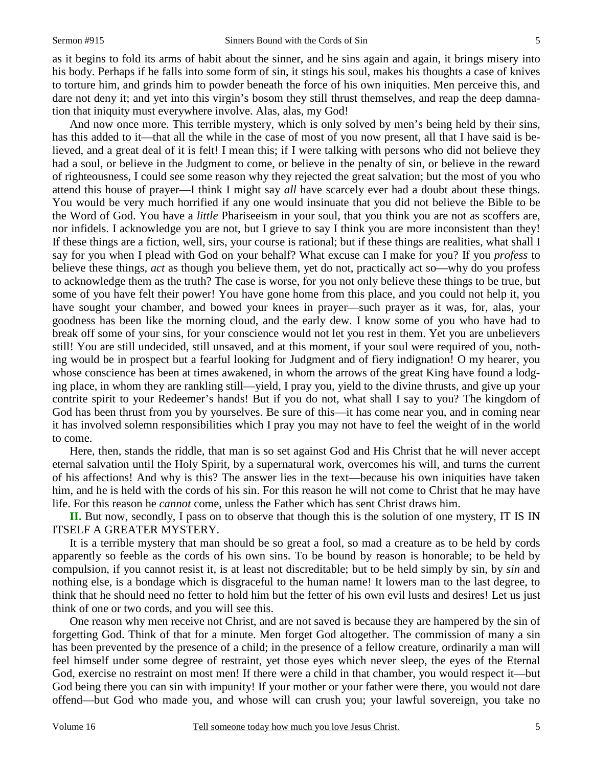as it begins to fold its arms of habit about the sinner, and he sins again and again, it brings misery into his body. Perhaps if he falls into some form of sin, it stings his soul, makes his thoughts a case of knives to torture him, and grinds him to powder beneath the force of his own iniquities. Men perceive this, and dare not deny it; and yet into this virgin's bosom they still thrust themselves, and reap the deep damnation that iniquity must everywhere involve. Alas, alas, my God!

And now once more. This terrible mystery, which is only solved by men's being held by their sins, has this added to it—that all the while in the case of most of you now present, all that I have said is believed, and a great deal of it is felt! I mean this; if I were talking with persons who did not believe they had a soul, or believe in the Judgment to come, or believe in the penalty of sin, or believe in the reward of righteousness, I could see some reason why they rejected the great salvation; but the most of you who attend this house of prayer—I think I might say *all* have scarcely ever had a doubt about these things. You would be very much horrified if any one would insinuate that you did not believe the Bible to be the Word of God. You have a *little* Phariseeism in your soul, that you think you are not as scoffers are, nor infidels. I acknowledge you are not, but I grieve to say I think you are more inconsistent than they! If these things are a fiction, well, sirs, your course is rational; but if these things are realities, what shall I say for you when I plead with God on your behalf? What excuse can I make for you? If you *profess* to believe these things, *act* as though you believe them, yet do not, practically act so—why do you profess to acknowledge them as the truth? The case is worse, for you not only believe these things to be true, but some of you have felt their power! You have gone home from this place, and you could not help it, you have sought your chamber, and bowed your knees in prayer—such prayer as it was, for, alas, your goodness has been like the morning cloud, and the early dew. I know some of you who have had to break off some of your sins, for your conscience would not let you rest in them. Yet you are unbelievers still! You are still undecided, still unsaved, and at this moment, if your soul were required of you, nothing would be in prospect but a fearful looking for Judgment and of fiery indignation! O my hearer, you whose conscience has been at times awakened, in whom the arrows of the great King have found a lodging place, in whom they are rankling still—yield, I pray you, yield to the divine thrusts, and give up your contrite spirit to your Redeemer's hands! But if you do not, what shall I say to you? The kingdom of God has been thrust from you by yourselves. Be sure of this—it has come near you, and in coming near it has involved solemn responsibilities which I pray you may not have to feel the weight of in the world to come.

Here, then, stands the riddle, that man is so set against God and His Christ that he will never accept eternal salvation until the Holy Spirit, by a supernatural work, overcomes his will, and turns the current of his affections! And why is this? The answer lies in the text—because his own iniquities have taken him, and he is held with the cords of his sin. For this reason he will not come to Christ that he may have life. For this reason he *cannot* come, unless the Father which has sent Christ draws him.

**II.** But now, secondly, I pass on to observe that though this is the solution of one mystery, IT IS IN ITSELF A GREATER MYSTERY.

It is a terrible mystery that man should be so great a fool, so mad a creature as to be held by cords apparently so feeble as the cords of his own sins. To be bound by reason is honorable; to be held by compulsion, if you cannot resist it, is at least not discreditable; but to be held simply by sin, by *sin* and nothing else, is a bondage which is disgraceful to the human name! It lowers man to the last degree, to think that he should need no fetter to hold him but the fetter of his own evil lusts and desires! Let us just think of one or two cords, and you will see this.

One reason why men receive not Christ, and are not saved is because they are hampered by the sin of forgetting God. Think of that for a minute. Men forget God altogether. The commission of many a sin has been prevented by the presence of a child; in the presence of a fellow creature, ordinarily a man will feel himself under some degree of restraint, yet those eyes which never sleep, the eyes of the Eternal God, exercise no restraint on most men! If there were a child in that chamber, you would respect it—but God being there you can sin with impunity! If your mother or your father were there, you would not dare offend—but God who made you, and whose will can crush you; your lawful sovereign, you take no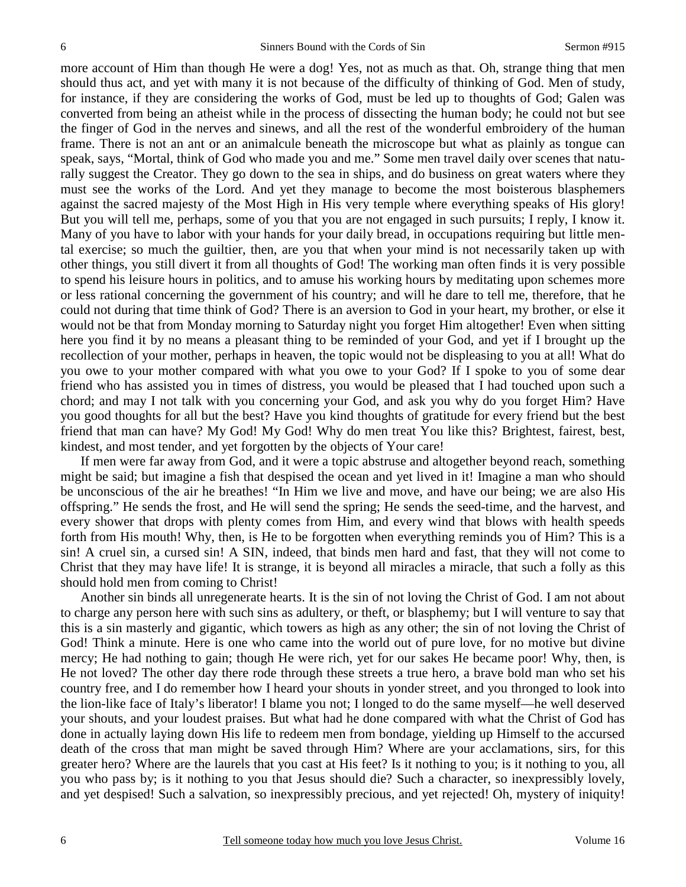more account of Him than though He were a dog! Yes, not as much as that. Oh, strange thing that men should thus act, and yet with many it is not because of the difficulty of thinking of God. Men of study, for instance, if they are considering the works of God, must be led up to thoughts of God; Galen was converted from being an atheist while in the process of dissecting the human body; he could not but see the finger of God in the nerves and sinews, and all the rest of the wonderful embroidery of the human frame. There is not an ant or an animalcule beneath the microscope but what as plainly as tongue can speak, says, "Mortal, think of God who made you and me." Some men travel daily over scenes that naturally suggest the Creator. They go down to the sea in ships, and do business on great waters where they must see the works of the Lord. And yet they manage to become the most boisterous blasphemers against the sacred majesty of the Most High in His very temple where everything speaks of His glory! But you will tell me, perhaps, some of you that you are not engaged in such pursuits; I reply, I know it. Many of you have to labor with your hands for your daily bread, in occupations requiring but little mental exercise; so much the guiltier, then, are you that when your mind is not necessarily taken up with other things, you still divert it from all thoughts of God! The working man often finds it is very possible to spend his leisure hours in politics, and to amuse his working hours by meditating upon schemes more or less rational concerning the government of his country; and will he dare to tell me, therefore, that he could not during that time think of God? There is an aversion to God in your heart, my brother, or else it would not be that from Monday morning to Saturday night you forget Him altogether! Even when sitting here you find it by no means a pleasant thing to be reminded of your God, and yet if I brought up the recollection of your mother, perhaps in heaven, the topic would not be displeasing to you at all! What do you owe to your mother compared with what you owe to your God? If I spoke to you of some dear friend who has assisted you in times of distress, you would be pleased that I had touched upon such a chord; and may I not talk with you concerning your God, and ask you why do you forget Him? Have you good thoughts for all but the best? Have you kind thoughts of gratitude for every friend but the best friend that man can have? My God! My God! Why do men treat You like this? Brightest, fairest, best, kindest, and most tender, and yet forgotten by the objects of Your care!

If men were far away from God, and it were a topic abstruse and altogether beyond reach, something might be said; but imagine a fish that despised the ocean and yet lived in it! Imagine a man who should be unconscious of the air he breathes! "In Him we live and move, and have our being; we are also His offspring." He sends the frost, and He will send the spring; He sends the seed-time, and the harvest, and every shower that drops with plenty comes from Him, and every wind that blows with health speeds forth from His mouth! Why, then, is He to be forgotten when everything reminds you of Him? This is a sin! A cruel sin, a cursed sin! A SIN, indeed, that binds men hard and fast, that they will not come to Christ that they may have life! It is strange, it is beyond all miracles a miracle, that such a folly as this should hold men from coming to Christ!

Another sin binds all unregenerate hearts. It is the sin of not loving the Christ of God. I am not about to charge any person here with such sins as adultery, or theft, or blasphemy; but I will venture to say that this is a sin masterly and gigantic, which towers as high as any other; the sin of not loving the Christ of God! Think a minute. Here is one who came into the world out of pure love, for no motive but divine mercy; He had nothing to gain; though He were rich, yet for our sakes He became poor! Why, then, is He not loved? The other day there rode through these streets a true hero, a brave bold man who set his country free, and I do remember how I heard your shouts in yonder street, and you thronged to look into the lion-like face of Italy's liberator! I blame you not; I longed to do the same myself—he well deserved your shouts, and your loudest praises. But what had he done compared with what the Christ of God has done in actually laying down His life to redeem men from bondage, yielding up Himself to the accursed death of the cross that man might be saved through Him? Where are your acclamations, sirs, for this greater hero? Where are the laurels that you cast at His feet? Is it nothing to you; is it nothing to you, all you who pass by; is it nothing to you that Jesus should die? Such a character, so inexpressibly lovely, and yet despised! Such a salvation, so inexpressibly precious, and yet rejected! Oh, mystery of iniquity!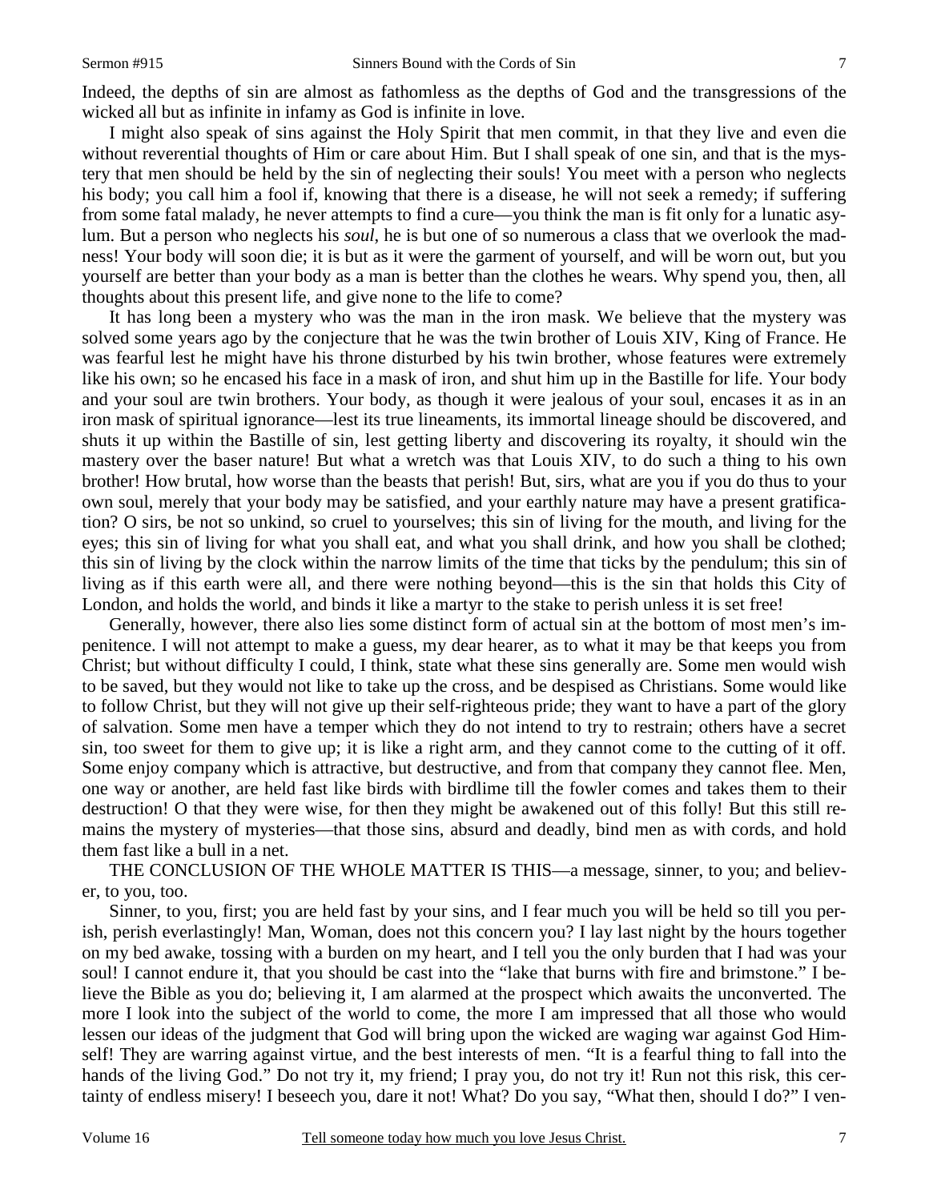Indeed, the depths of sin are almost as fathomless as the depths of God and the transgressions of the wicked all but as infinite in infamy as God is infinite in love.

I might also speak of sins against the Holy Spirit that men commit, in that they live and even die without reverential thoughts of Him or care about Him. But I shall speak of one sin, and that is the mystery that men should be held by the sin of neglecting their souls! You meet with a person who neglects his body; you call him a fool if, knowing that there is a disease, he will not seek a remedy; if suffering from some fatal malady, he never attempts to find a cure—you think the man is fit only for a lunatic asylum. But a person who neglects his *soul*, he is but one of so numerous a class that we overlook the madness! Your body will soon die; it is but as it were the garment of yourself, and will be worn out, but you yourself are better than your body as a man is better than the clothes he wears. Why spend you, then, all thoughts about this present life, and give none to the life to come?

It has long been a mystery who was the man in the iron mask. We believe that the mystery was solved some years ago by the conjecture that he was the twin brother of Louis XIV, King of France. He was fearful lest he might have his throne disturbed by his twin brother, whose features were extremely like his own; so he encased his face in a mask of iron, and shut him up in the Bastille for life. Your body and your soul are twin brothers. Your body, as though it were jealous of your soul, encases it as in an iron mask of spiritual ignorance—lest its true lineaments, its immortal lineage should be discovered, and shuts it up within the Bastille of sin, lest getting liberty and discovering its royalty, it should win the mastery over the baser nature! But what a wretch was that Louis XIV, to do such a thing to his own brother! How brutal, how worse than the beasts that perish! But, sirs, what are you if you do thus to your own soul, merely that your body may be satisfied, and your earthly nature may have a present gratification? O sirs, be not so unkind, so cruel to yourselves; this sin of living for the mouth, and living for the eyes; this sin of living for what you shall eat, and what you shall drink, and how you shall be clothed; this sin of living by the clock within the narrow limits of the time that ticks by the pendulum; this sin of living as if this earth were all, and there were nothing beyond—this is the sin that holds this City of London, and holds the world, and binds it like a martyr to the stake to perish unless it is set free!

Generally, however, there also lies some distinct form of actual sin at the bottom of most men's impenitence. I will not attempt to make a guess, my dear hearer, as to what it may be that keeps you from Christ; but without difficulty I could, I think, state what these sins generally are. Some men would wish to be saved, but they would not like to take up the cross, and be despised as Christians. Some would like to follow Christ, but they will not give up their self-righteous pride; they want to have a part of the glory of salvation. Some men have a temper which they do not intend to try to restrain; others have a secret sin, too sweet for them to give up; it is like a right arm, and they cannot come to the cutting of it off. Some enjoy company which is attractive, but destructive, and from that company they cannot flee. Men, one way or another, are held fast like birds with birdlime till the fowler comes and takes them to their destruction! O that they were wise, for then they might be awakened out of this folly! But this still remains the mystery of mysteries—that those sins, absurd and deadly, bind men as with cords, and hold them fast like a bull in a net.

THE CONCLUSION OF THE WHOLE MATTER IS THIS—a message, sinner, to you; and believer, to you, too.

Sinner, to you, first; you are held fast by your sins, and I fear much you will be held so till you perish, perish everlastingly! Man, Woman, does not this concern you? I lay last night by the hours together on my bed awake, tossing with a burden on my heart, and I tell you the only burden that I had was your soul! I cannot endure it, that you should be cast into the "lake that burns with fire and brimstone." I believe the Bible as you do; believing it, I am alarmed at the prospect which awaits the unconverted. The more I look into the subject of the world to come, the more I am impressed that all those who would lessen our ideas of the judgment that God will bring upon the wicked are waging war against God Himself! They are warring against virtue, and the best interests of men. "It is a fearful thing to fall into the hands of the living God." Do not try it, my friend; I pray you, do not try it! Run not this risk, this certainty of endless misery! I beseech you, dare it not! What? Do you say, "What then, should I do?" I ven-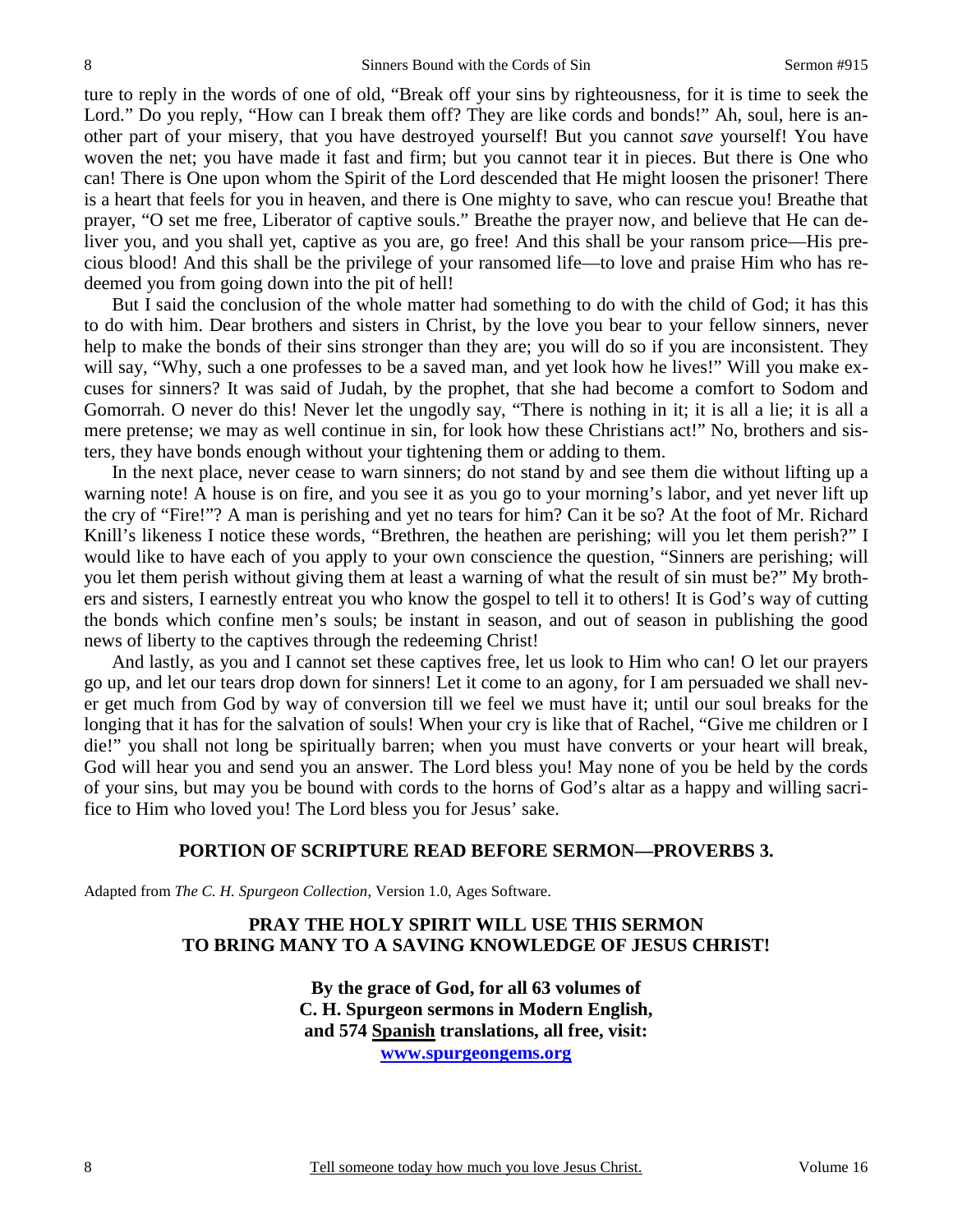ture to reply in the words of one of old, "Break off your sins by righteousness, for it is time to seek the Lord." Do you reply, "How can I break them off? They are like cords and bonds!" Ah, soul, here is another part of your misery, that you have destroyed yourself! But you cannot *save* yourself! You have woven the net; you have made it fast and firm; but you cannot tear it in pieces. But there is One who can! There is One upon whom the Spirit of the Lord descended that He might loosen the prisoner! There is a heart that feels for you in heaven, and there is One mighty to save, who can rescue you! Breathe that prayer, "O set me free, Liberator of captive souls." Breathe the prayer now, and believe that He can deliver you, and you shall yet, captive as you are, go free! And this shall be your ransom price—His precious blood! And this shall be the privilege of your ransomed life—to love and praise Him who has redeemed you from going down into the pit of hell!

But I said the conclusion of the whole matter had something to do with the child of God; it has this to do with him. Dear brothers and sisters in Christ, by the love you bear to your fellow sinners, never help to make the bonds of their sins stronger than they are; you will do so if you are inconsistent. They will say, "Why, such a one professes to be a saved man, and yet look how he lives!" Will you make excuses for sinners? It was said of Judah, by the prophet, that she had become a comfort to Sodom and Gomorrah. O never do this! Never let the ungodly say, "There is nothing in it; it is all a lie; it is all a mere pretense; we may as well continue in sin, for look how these Christians act!" No, brothers and sisters, they have bonds enough without your tightening them or adding to them.

In the next place, never cease to warn sinners; do not stand by and see them die without lifting up a warning note! A house is on fire, and you see it as you go to your morning's labor, and yet never lift up the cry of "Fire!"? A man is perishing and yet no tears for him? Can it be so? At the foot of Mr. Richard Knill's likeness I notice these words, "Brethren, the heathen are perishing; will you let them perish?" I would like to have each of you apply to your own conscience the question, "Sinners are perishing; will you let them perish without giving them at least a warning of what the result of sin must be?" My brothers and sisters, I earnestly entreat you who know the gospel to tell it to others! It is God's way of cutting the bonds which confine men's souls; be instant in season, and out of season in publishing the good news of liberty to the captives through the redeeming Christ!

And lastly, as you and I cannot set these captives free, let us look to Him who can! O let our prayers go up, and let our tears drop down for sinners! Let it come to an agony, for I am persuaded we shall never get much from God by way of conversion till we feel we must have it; until our soul breaks for the longing that it has for the salvation of souls! When your cry is like that of Rachel, "Give me children or I die!" you shall not long be spiritually barren; when you must have converts or your heart will break, God will hear you and send you an answer. The Lord bless you! May none of you be held by the cords of your sins, but may you be bound with cords to the horns of God's altar as a happy and willing sacrifice to Him who loved you! The Lord bless you for Jesus' sake.

**PORTION OF SCRIPTURE READ BEFORE SERMON—PROVERBS 3.**

Adapted from *The C. H. Spurgeon Collection*, Version 1.0, Ages Software.

**PRAY THE HOLY SPIRIT WILL USE THIS SERMON TO BRING MANY TO A SAVING KNOWLEDGE OF JESUS CHRIST!**

**By the grace of God, for all 63 volumes of C. H. Spurgeon sermons in Modern English, and 574 Spanish translations, all free, visit: www.spurgeongems.org**

Tell someone today how much you love Jesus Christ.